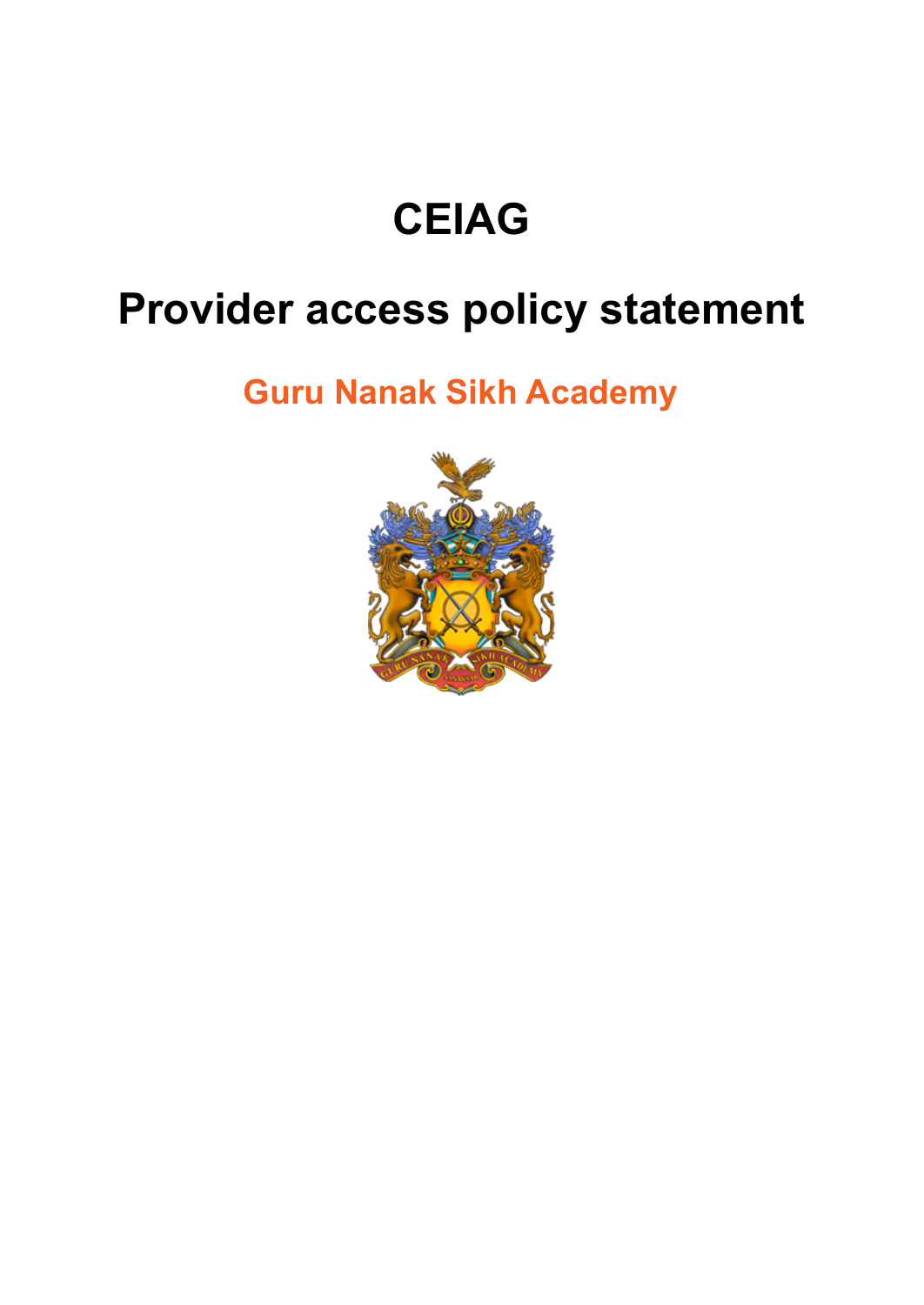# CEIAG

# Provider access policy statement

## Guru Nanak Sikh Academy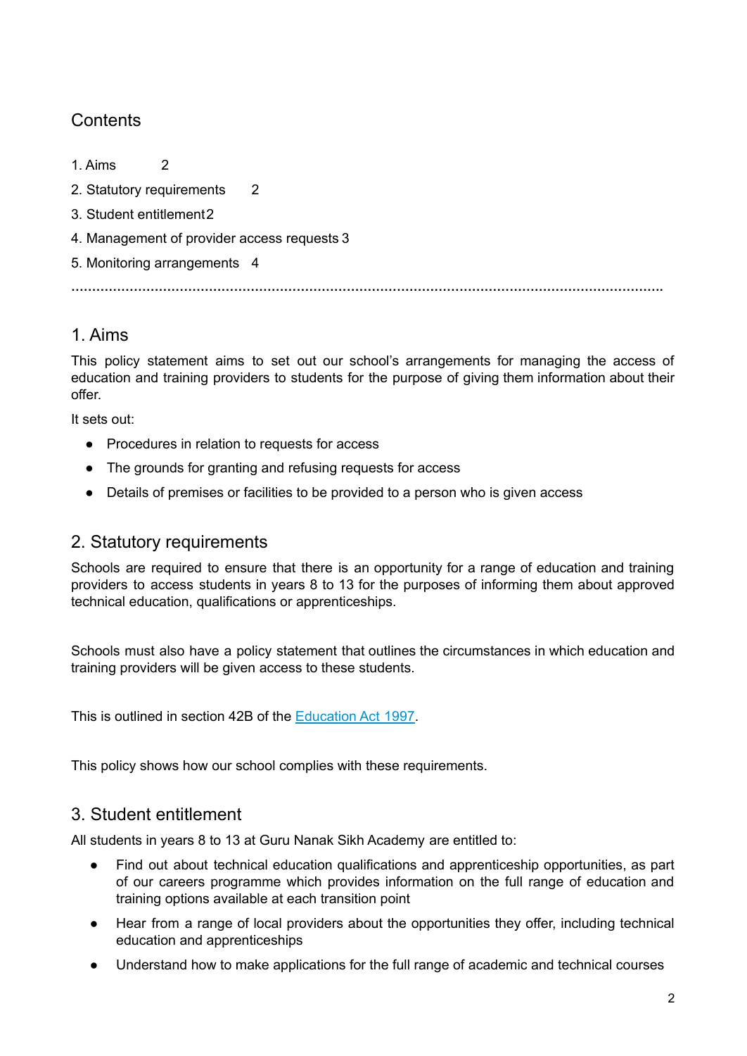## Contents

1. Aims 2
2. Statutory requirements 2
3. Student entitlement 2
4. Management of provider access requests 3
5. Monitoring arrangements 4

................................................................................................................................................

## 1. Aims

This policy statement aims to set out our school's arrangements for managing the access of education and training providers to students for the purpose of giving them information about their offer.

It sets out:

- Procedures in relation to requests for access
- The grounds for granting and refusing requests for access
- Details of premises or facilities to be provided to a person who is given access

## 2. Statutory requirements

Schools are required to ensure that there is an opportunity for a range of education and training providers to access students in years 8 to 13 for the purposes of informing them about approved technical education, qualifications or apprenticeships.

Schools must also have a policy statement that outlines the circumstances in which education and training providers will be given access to these students.

This is outlined in section 42B of the Education Act 1997.

This policy shows how our school complies with these requirements.

## 3. Student entitlement

All students in years 8 to 13 at Guru Nanak Sikh Academy are entitled to:

- Find out about technical education qualifications and apprenticeship opportunities, as part of our careers programme which provides information on the full range of education and training options available at each transition point
- Hear from a range of local providers about the opportunities they offer, including technical education and apprenticeships
- Understand how to make applications for the full range of academic and technical courses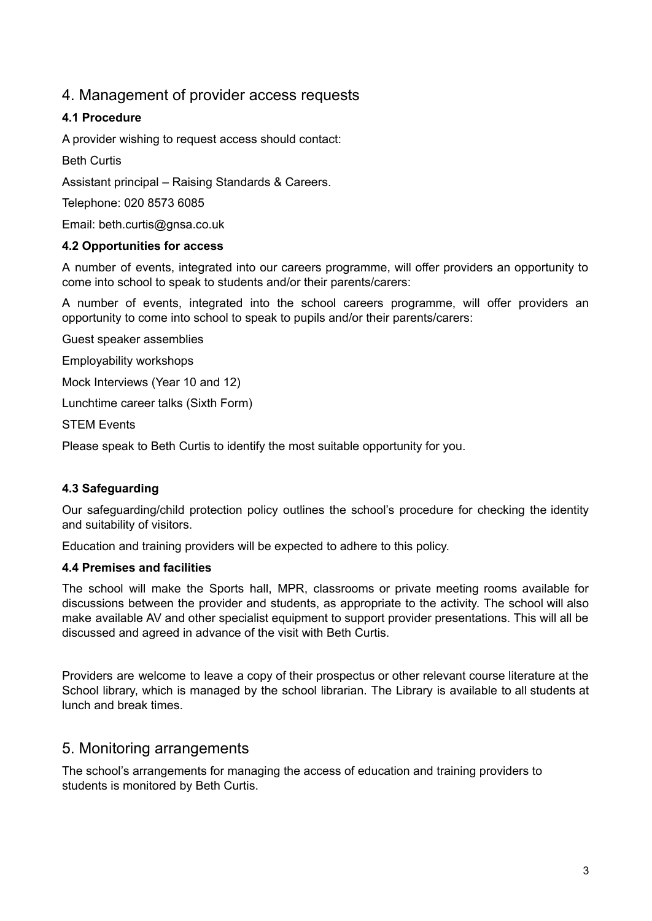## 4. Management of provider access requests

### 4.1 Procedure

A provider wishing to request access should contact:

Beth Curtis

Assistant principal – Raising Standards & Careers.

Telephone: 020 8573 6085

Email: beth.curtis@gnsa.co.uk

### 4.2 Opportunities for access

A number of events, integrated into our careers programme, will offer providers an opportunity to come into school to speak to students and/or their parents/carers:

A number of events, integrated into the school careers programme, will offer providers an opportunity to come into school to speak to pupils and/or their parents/carers:

Guest speaker assemblies

Employability workshops

Mock Interviews (Year 10 and 12)

Lunchtime career talks (Sixth Form)

STEM Events

Please speak to Beth Curtis to identify the most suitable opportunity for you.

### 4.3 Safeguarding

Our safeguarding/child protection policy outlines the school's procedure for checking the identity and suitability of visitors.

Education and training providers will be expected to adhere to this policy.

### 4.4 Premises and facilities

The school will make the Sports hall, MPR, classrooms or private meeting rooms available for discussions between the provider and students, as appropriate to the activity. The school will also make available AV and other specialist equipment to support provider presentations. This will all be discussed and agreed in advance of the visit with Beth Curtis.

Providers are welcome to leave a copy of their prospectus or other relevant course literature at the School library, which is managed by the school librarian. The Library is available to all students at lunch and break times.

## 5. Monitoring arrangements

The school's arrangements for managing the access of education and training providers to students is monitored by Beth Curtis.